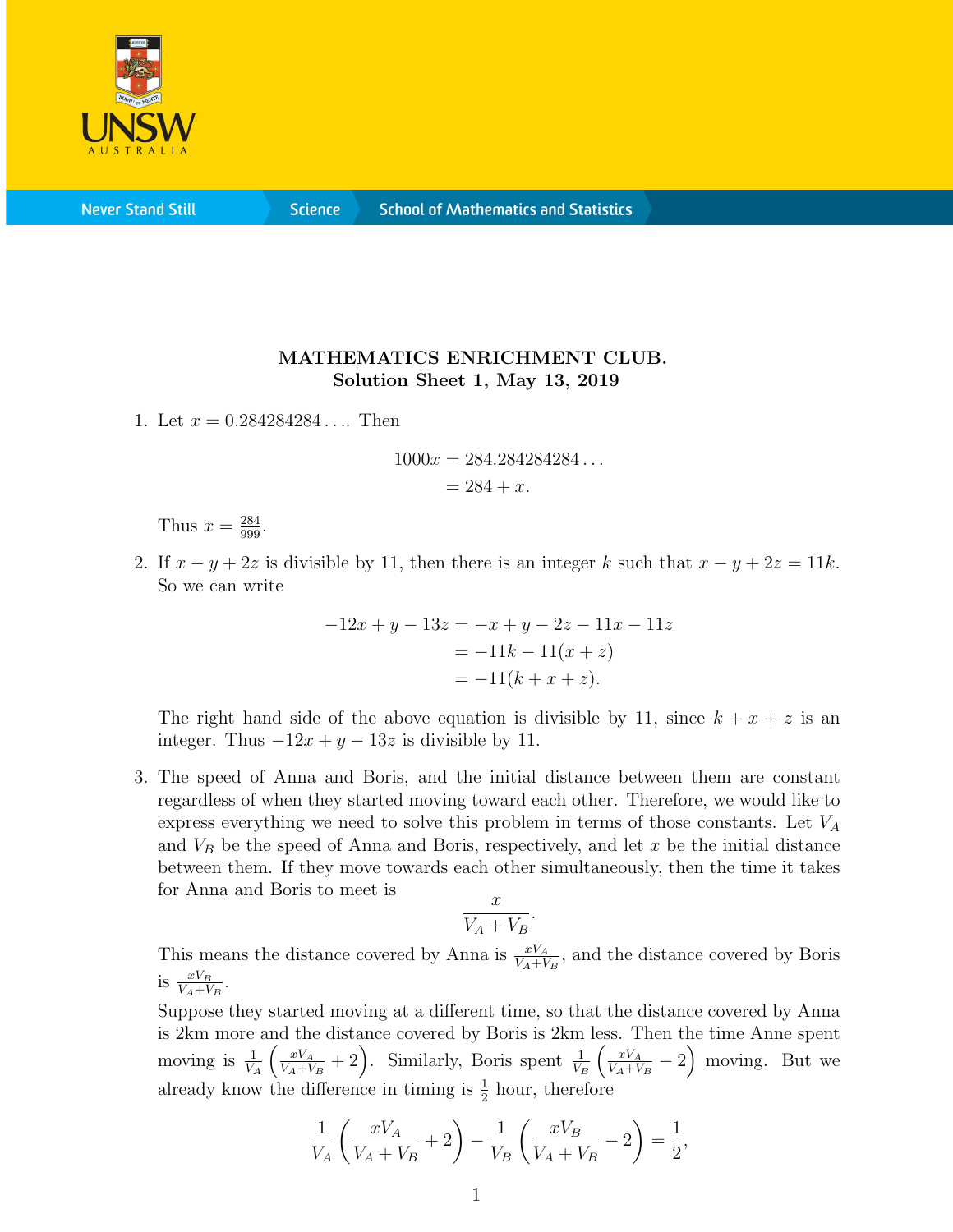**MATHEMATICS ENRICHMENT CLUB.**
**Solution Sheet 1, May 13, 2019**

1. Let $x = 0.284284284\ldots$. Then

$$\begin{aligned} 1000x &= 284.284284284\ldots \\ &= 284 + x. \end{aligned}$$

Thus $x = \frac{284}{999}$.

2. If $x - y + 2z$ is divisible by 11, then there is an integer $k$ such that $x - y + 2z = 11k$. So we can write

$$\begin{aligned} -12x + y - 13z &= -x + y - 2z - 11x - 11z \\ &= -11k - 11(x + z) \\ &= -11(k + x + z). \end{aligned}$$

The right hand side of the above equation is divisible by 11, since $k + x + z$ is an integer. Thus $-12x + y - 13z$ is divisible by 11.

3. The speed of Anna and Boris, and the initial distance between them are constant regardless of when they started moving toward each other. Therefore, we would like to express everything we need to solve this problem in terms of those constants. Let $V_A$ and $V_B$ be the speed of Anna and Boris, respectively, and let $x$ be the initial distance between them. If they move towards each other simultaneously, then the time it takes for Anna and Boris to meet is

$$\frac{x}{V_A + V_B}.$$

This means the distance covered by Anna is $\frac{xV_A}{V_A+V_B}$, and the distance covered by Boris is $\frac{xV_B}{V_A+V_B}$.

Suppose they started moving at a different time, so that the distance covered by Anna is 2km more and the distance covered by Boris is 2km less. Then the time Anne spent moving is $\frac{1}{V_A}\left(\frac{xV_A}{V_A+V_B} + 2\right)$. Similarly, Boris spent $\frac{1}{V_B}\left(\frac{xV_A}{V_A+V_B} - 2\right)$ moving. But we already know the difference in timing is $\frac{1}{2}$ hour, therefore

$$\frac{1}{V_A}\left(\frac{xV_A}{V_A + V_B} + 2\right) - \frac{1}{V_B}\left(\frac{xV_B}{V_A + V_B} - 2\right) = \frac{1}{2},$$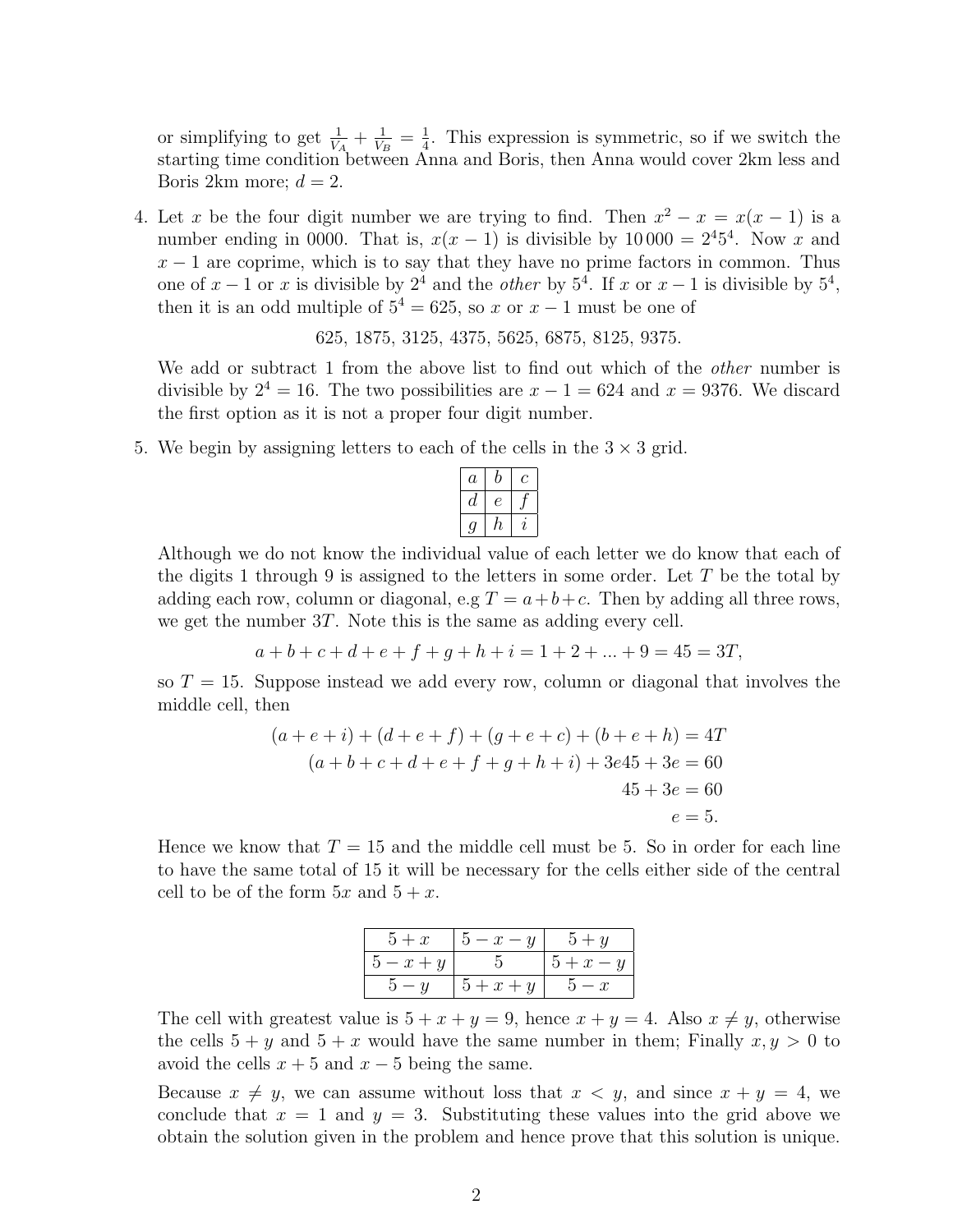or simplifying to get $\frac{1}{V_A} + \frac{1}{V_B} = \frac{1}{4}$. This expression is symmetric, so if we switch the starting time condition between Anna and Boris, then Anna would cover 2km less and Boris 2km more; $d = 2$.

4. Let $x$ be the four digit number we are trying to find. Then $x^2 - x = x(x-1)$ is a number ending in 0000. That is, $x(x-1)$ is divisible by $10\,000 = 2^4 5^4$. Now $x$ and $x-1$ are coprime, which is to say that they have no prime factors in common. Thus one of $x-1$ or $x$ is divisible by $2^4$ and the *other* by $5^4$. If $x$ or $x-1$ is divisible by $5^4$, then it is an odd multiple of $5^4 = 625$, so $x$ or $x-1$ must be one of

$$625, 1875, 3125, 4375, 5625, 6875, 8125, 9375.$$

We add or subtract 1 from the above list to find out which of the *other* number is divisible by $2^4 = 16$. The two possibilities are $x - 1 = 624$ and $x = 9376$. We discard the first option as it is not a proper four digit number.

5. We begin by assigning letters to each of the cells in the $3 \times 3$ grid.

| $a$ | $b$ | $c$ |
|---|---|---|
| $d$ | $e$ | $f$ |
| $g$ | $h$ | $i$ |

Although we do not know the individual value of each letter we do know that each of the digits 1 through 9 is assigned to the letters in some order. Let $T$ be the total by adding each row, column or diagonal, e.g $T = a+b+c$. Then by adding all three rows, we get the number $3T$. Note this is the same as adding every cell.

$$a+b+c+d+e+f+g+h+i = 1+2+...+9 = 45 = 3T,$$

so $T = 15$. Suppose instead we add every row, column or diagonal that involves the middle cell, then

$$\begin{aligned}(a+e+i)+(d+e+f)+(g+e+c)+(b+e+h) &= 4T\\ (a+b+c+d+e+f+g+h+i)+3e45+3e &= 60\\ 45+3e &= 60\\ e &= 5.\end{aligned}$$

Hence we know that $T = 15$ and the middle cell must be 5. So in order for each line to have the same total of 15 it will be necessary for the cells either side of the central cell to be of the form $5x$ and $5+x$.

| $5+x$ | $5-x-y$ | $5+y$ |
|---|---|---|
| $5-x+y$ | $5$ | $5+x-y$ |
| $5-y$ | $5+x+y$ | $5-x$ |

The cell with greatest value is $5+x+y = 9$, hence $x+y = 4$. Also $x \neq y$, otherwise the cells $5+y$ and $5+x$ would have the same number in them; Finally $x, y > 0$ to avoid the cells $x+5$ and $x-5$ being the same.

Because $x \neq y$, we can assume without loss that $x < y$, and since $x + y = 4$, we conclude that $x = 1$ and $y = 3$. Substituting these values into the grid above we obtain the solution given in the problem and hence prove that this solution is unique.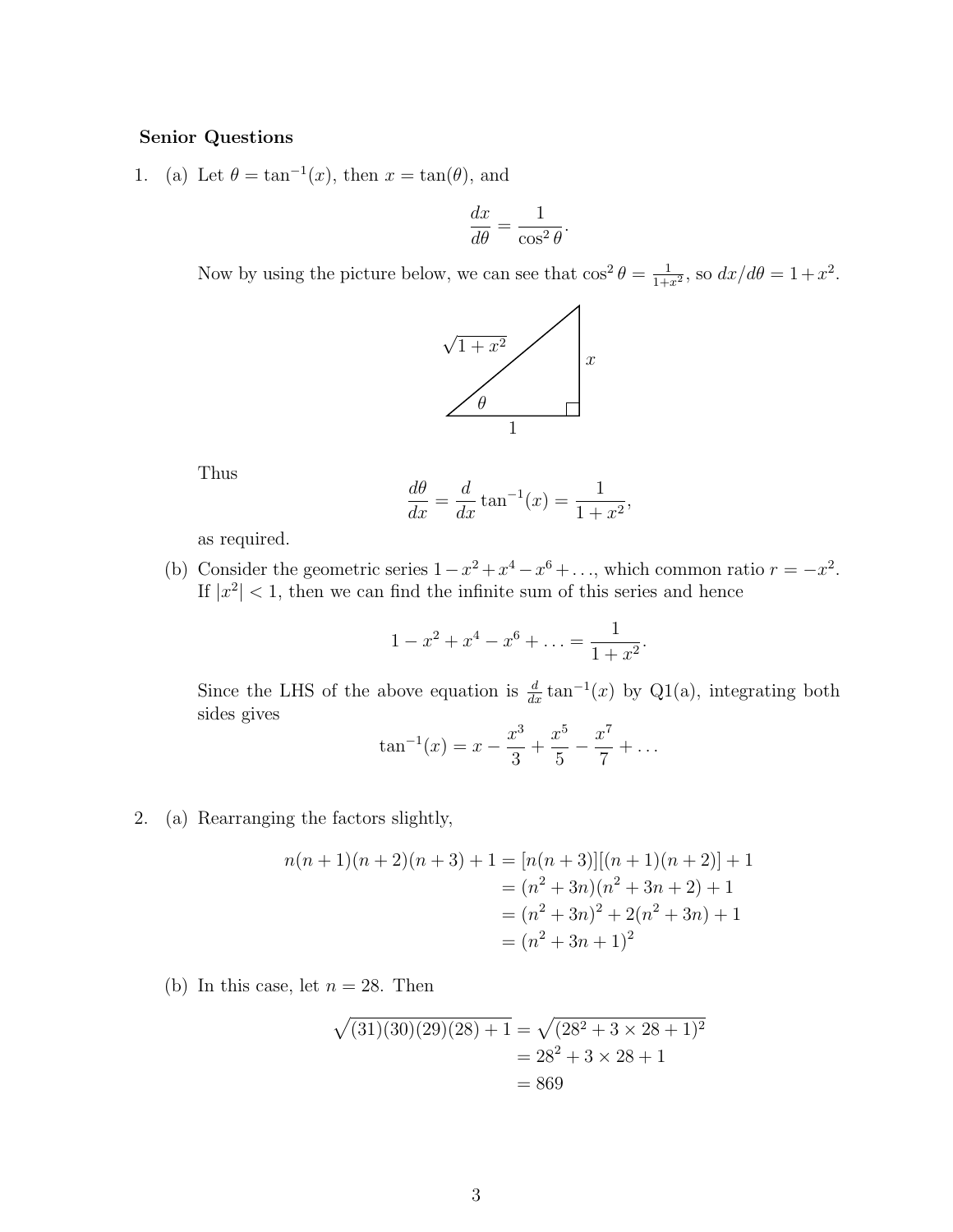**Senior Questions**

1. (a) Let $\theta = \tan^{-1}(x)$, then $x = \tan(\theta)$, and

$$\frac{dx}{d\theta} = \frac{1}{\cos^2\theta}.$$

Now by using the picture below, we can see that $\cos^2\theta = \frac{1}{1+x^2}$, so $dx/d\theta = 1 + x^2$.

$\sqrt{1+x^2}$

$x$

$\theta$

1

Thus

$$\frac{d\theta}{dx} = \frac{d}{dx}\tan^{-1}(x) = \frac{1}{1+x^2},$$

as required.

(b) Consider the geometric series $1 - x^2 + x^4 - x^6 + \ldots$, which common ratio $r = -x^2$. If $|x^2| < 1$, then we can find the infinite sum of this series and hence

$$1 - x^2 + x^4 - x^6 + \ldots = \frac{1}{1+x^2}.$$

Since the LHS of the above equation is $\frac{d}{dx}\tan^{-1}(x)$ by Q1(a), integrating both sides gives

$$\tan^{-1}(x) = x - \frac{x^3}{3} + \frac{x^5}{5} - \frac{x^7}{7} + \ldots$$

2. (a) Rearranging the factors slightly,

$$\begin{aligned}
n(n+1)(n+2)(n+3) + 1 &= [n(n+3)][(n+1)(n+2)] + 1 \\
&= (n^2 + 3n)(n^2 + 3n + 2) + 1 \\
&= (n^2 + 3n)^2 + 2(n^2 + 3n) + 1 \\
&= (n^2 + 3n + 1)^2
\end{aligned}$$

(b) In this case, let $n = 28$. Then

$$\begin{aligned}
\sqrt{(31)(30)(29)(28) + 1} &= \sqrt{(28^2 + 3 \times 28 + 1)^2} \\
&= 28^2 + 3 \times 28 + 1 \\
&= 869
\end{aligned}$$